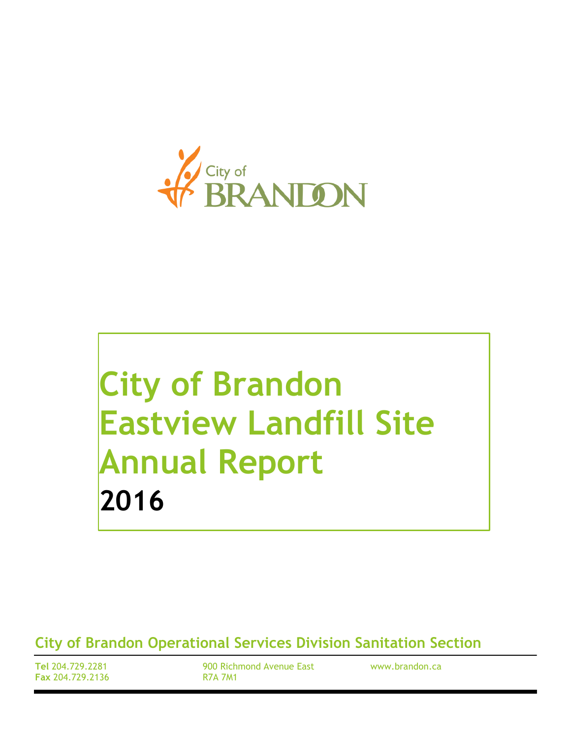City of BRANDON

# City of Brandon Eastview Landfill Site Annual Report

## 2016

**City of Brandon Operational Services Division Sanitation Section**

**Tel** 204.729.2281
**Fax** 204.729.2136

900 Richmond Avenue East
R7A 7M1

www.brandon.ca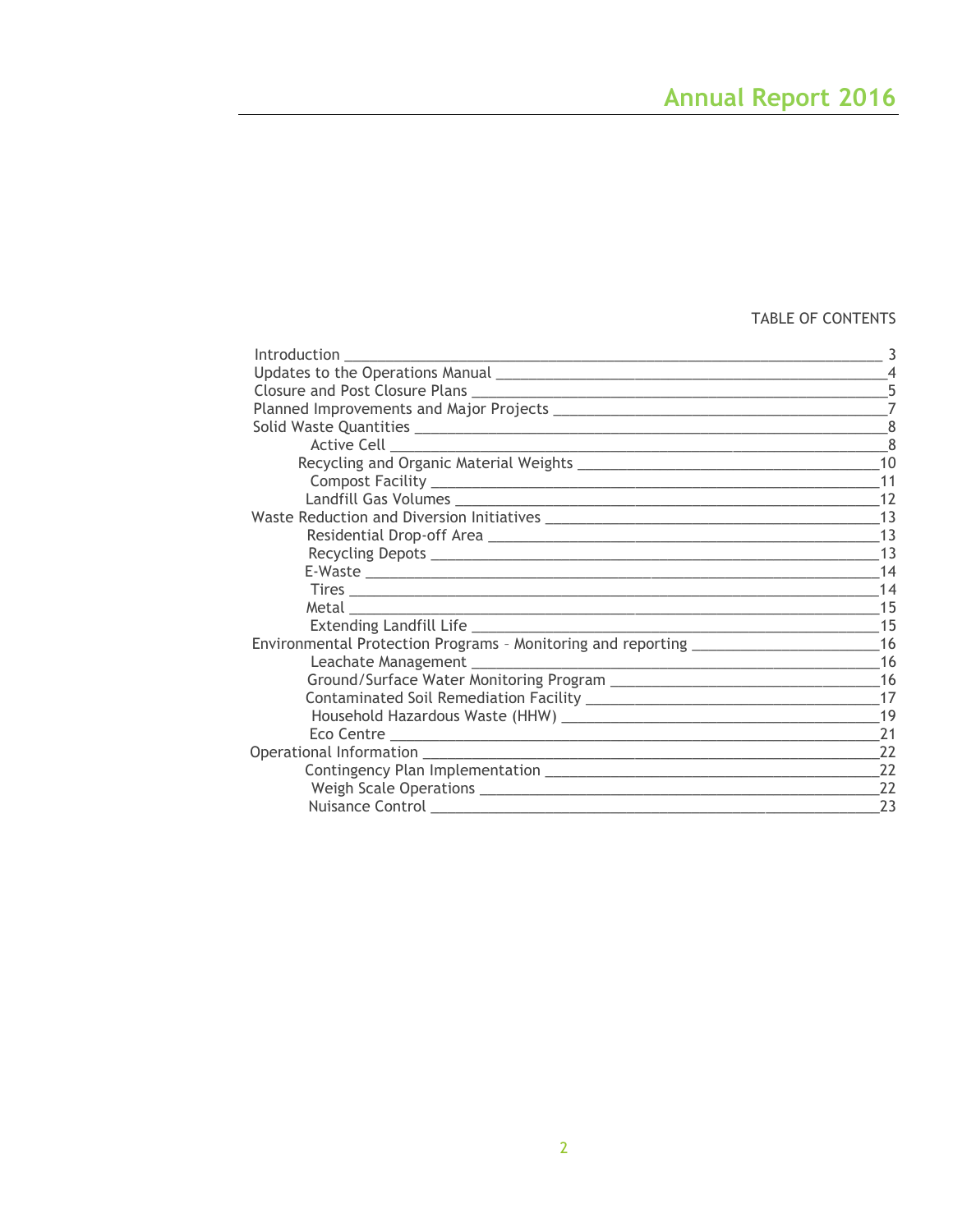TABLE OF CONTENTS

- Introduction ____ 3
- Updates to the Operations Manual ____ 4
- Closure and Post Closure Plans ____ 5
- Planned Improvements and Major Projects ____ 7
- Solid Waste Quantities ____ 8
  - Active Cell ____ 8
  - Recycling and Organic Material Weights ____ 10
  - Compost Facility ____ 11
  - Landfill Gas Volumes ____ 12
- Waste Reduction and Diversion Initiatives ____ 13
  - Residential Drop-off Area ____ 13
  - Recycling Depots ____ 13
  - E-Waste ____ 14
  - Tires ____ 14
  - Metal ____ 15
  - Extending Landfill Life ____ 15
- Environmental Protection Programs – Monitoring and reporting ____ 16
  - Leachate Management ____ 16
  - Ground/Surface Water Monitoring Program ____ 16
  - Contaminated Soil Remediation Facility ____ 17
  - Household Hazardous Waste (HHW) ____ 19
  - Eco Centre ____ 21
- Operational Information ____ 22
  - Contingency Plan Implementation ____ 22
  - Weigh Scale Operations ____ 22
  - Nuisance Control ____ 23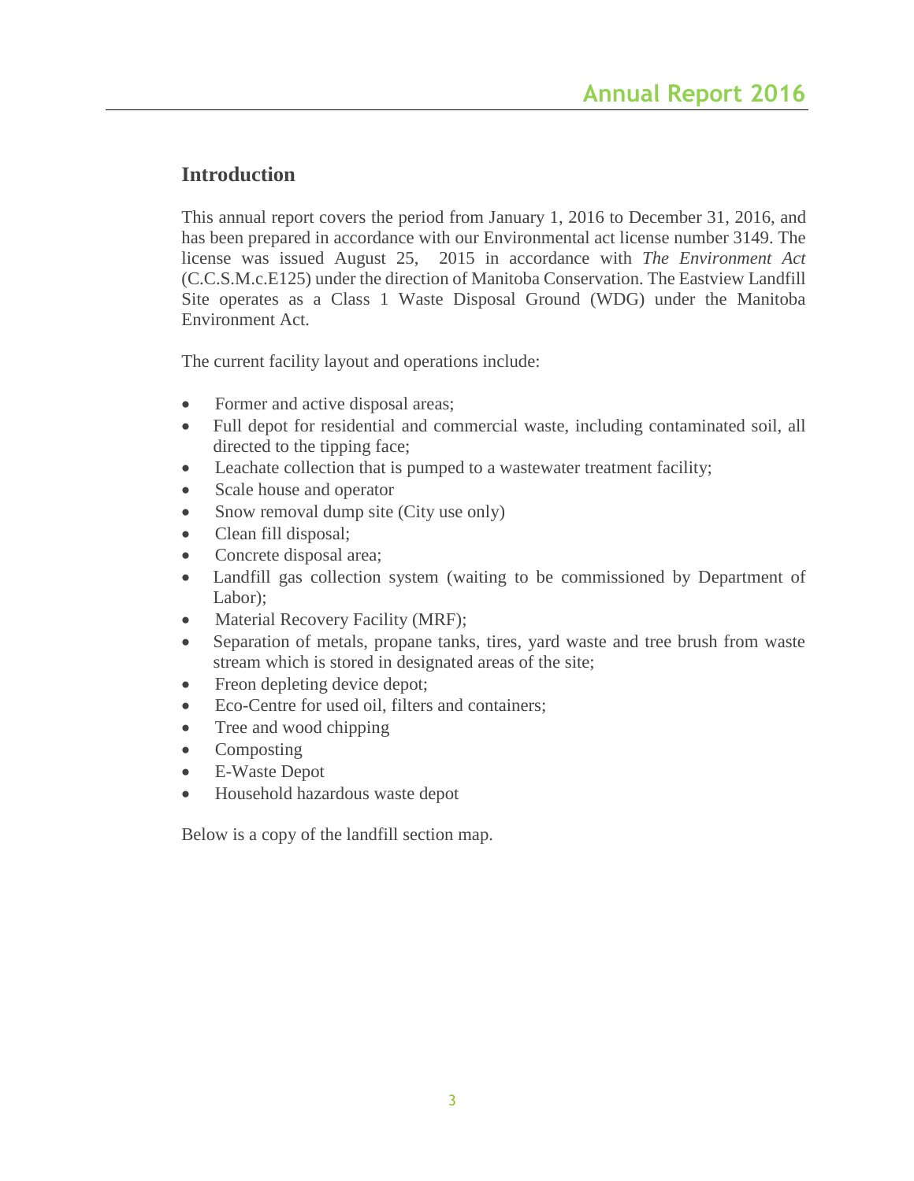## Introduction

This annual report covers the period from January 1, 2016 to December 31, 2016, and has been prepared in accordance with our Environmental act license number 3149. The license was issued August 25, 2015 in accordance with *The Environment Act* (C.C.S.M.c.E125) under the direction of Manitoba Conservation. The Eastview Landfill Site operates as a Class 1 Waste Disposal Ground (WDG) under the Manitoba Environment Act.

The current facility layout and operations include:

- Former and active disposal areas;
- Full depot for residential and commercial waste, including contaminated soil, all directed to the tipping face;
- Leachate collection that is pumped to a wastewater treatment facility;
- Scale house and operator
- Snow removal dump site (City use only)
- Clean fill disposal;
- Concrete disposal area;
- Landfill gas collection system (waiting to be commissioned by Department of Labor);
- Material Recovery Facility (MRF);
- Separation of metals, propane tanks, tires, yard waste and tree brush from waste stream which is stored in designated areas of the site;
- Freon depleting device depot;
- Eco-Centre for used oil, filters and containers;
- Tree and wood chipping
- Composting
- E-Waste Depot
- Household hazardous waste depot

Below is a copy of the landfill section map.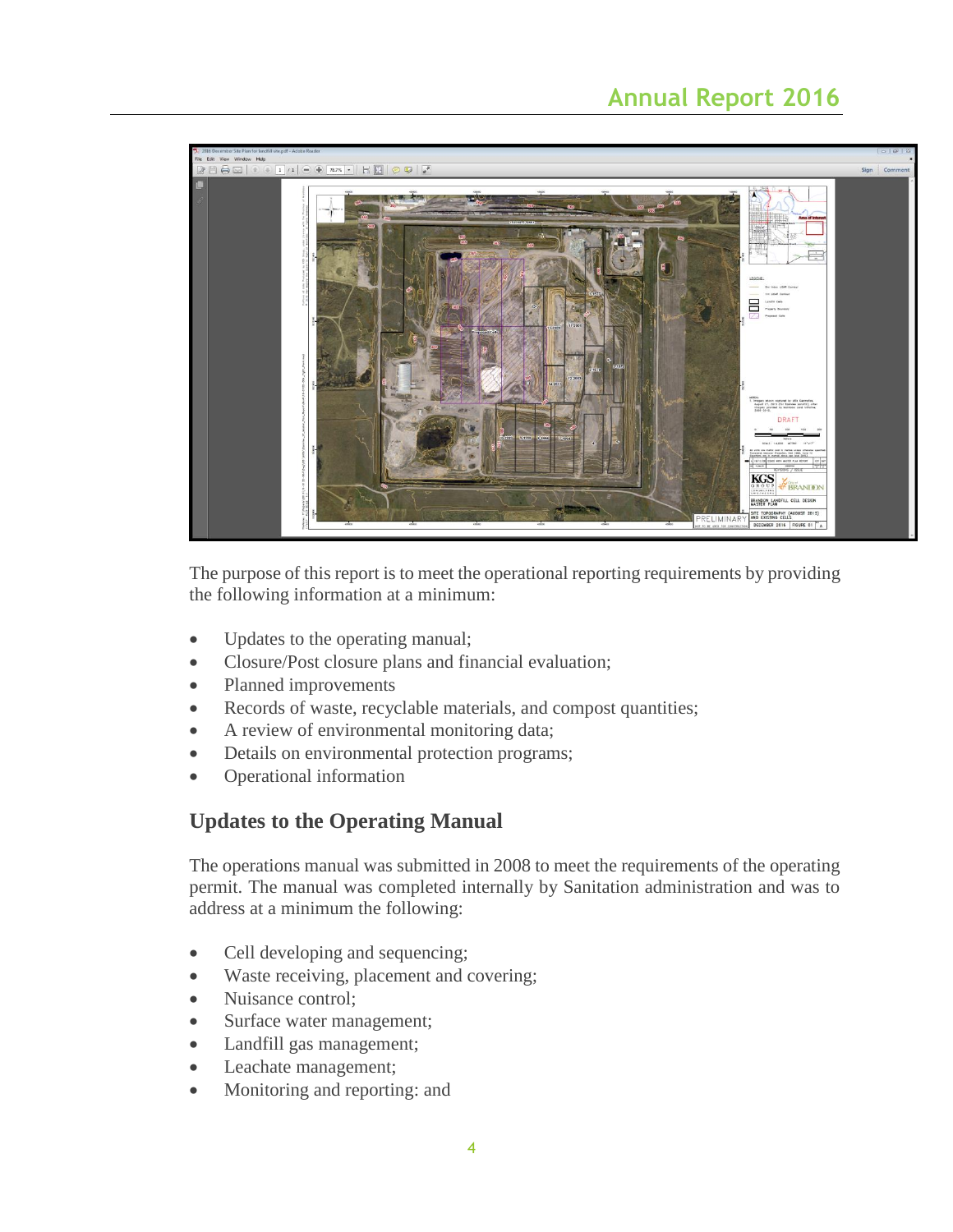The purpose of this report is to meet the operational reporting requirements by providing the following information at a minimum:

- Updates to the operating manual;
- Closure/Post closure plans and financial evaluation;
- Planned improvements
- Records of waste, recyclable materials, and compost quantities;
- A review of environmental monitoring data;
- Details on environmental protection programs;
- Operational information

## Updates to the Operating Manual

The operations manual was submitted in 2008 to meet the requirements of the operating permit. The manual was completed internally by Sanitation administration and was to address at a minimum the following:

- Cell developing and sequencing;
- Waste receiving, placement and covering;
- Nuisance control;
- Surface water management;
- Landfill gas management;
- Leachate management;
- Monitoring and reporting: and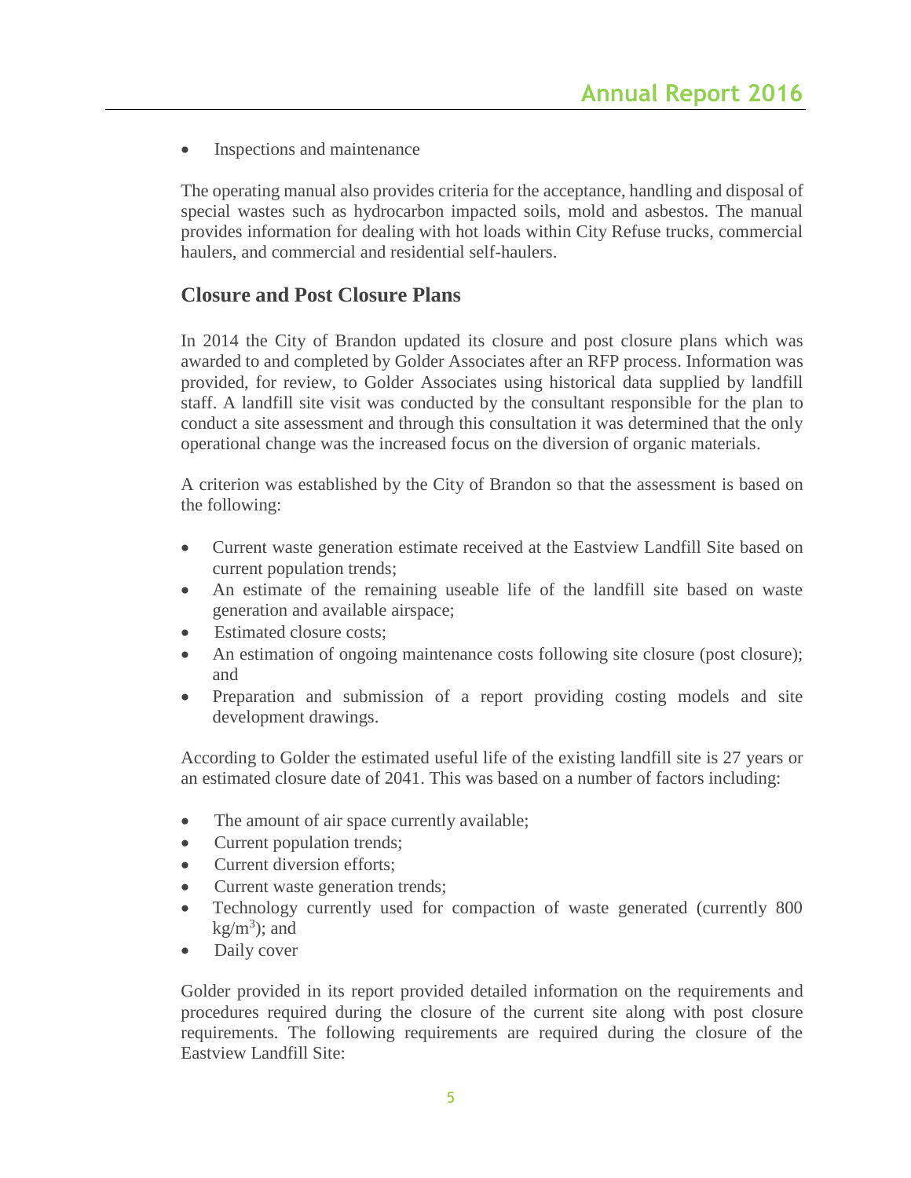- Inspections and maintenance

The operating manual also provides criteria for the acceptance, handling and disposal of special wastes such as hydrocarbon impacted soils, mold and asbestos. The manual provides information for dealing with hot loads within City Refuse trucks, commercial haulers, and commercial and residential self-haulers.

## Closure and Post Closure Plans

In 2014 the City of Brandon updated its closure and post closure plans which was awarded to and completed by Golder Associates after an RFP process. Information was provided, for review, to Golder Associates using historical data supplied by landfill staff. A landfill site visit was conducted by the consultant responsible for the plan to conduct a site assessment and through this consultation it was determined that the only operational change was the increased focus on the diversion of organic materials.

A criterion was established by the City of Brandon so that the assessment is based on the following:

- Current waste generation estimate received at the Eastview Landfill Site based on current population trends;
- An estimate of the remaining useable life of the landfill site based on waste generation and available airspace;
- Estimated closure costs;
- An estimation of ongoing maintenance costs following site closure (post closure); and
- Preparation and submission of a report providing costing models and site development drawings.

According to Golder the estimated useful life of the existing landfill site is 27 years or an estimated closure date of 2041. This was based on a number of factors including:

- The amount of air space currently available;
- Current population trends;
- Current diversion efforts;
- Current waste generation trends;
- Technology currently used for compaction of waste generated (currently 800 $kg/m^3$); and
- Daily cover

Golder provided in its report provided detailed information on the requirements and procedures required during the closure of the current site along with post closure requirements. The following requirements are required during the closure of the Eastview Landfill Site: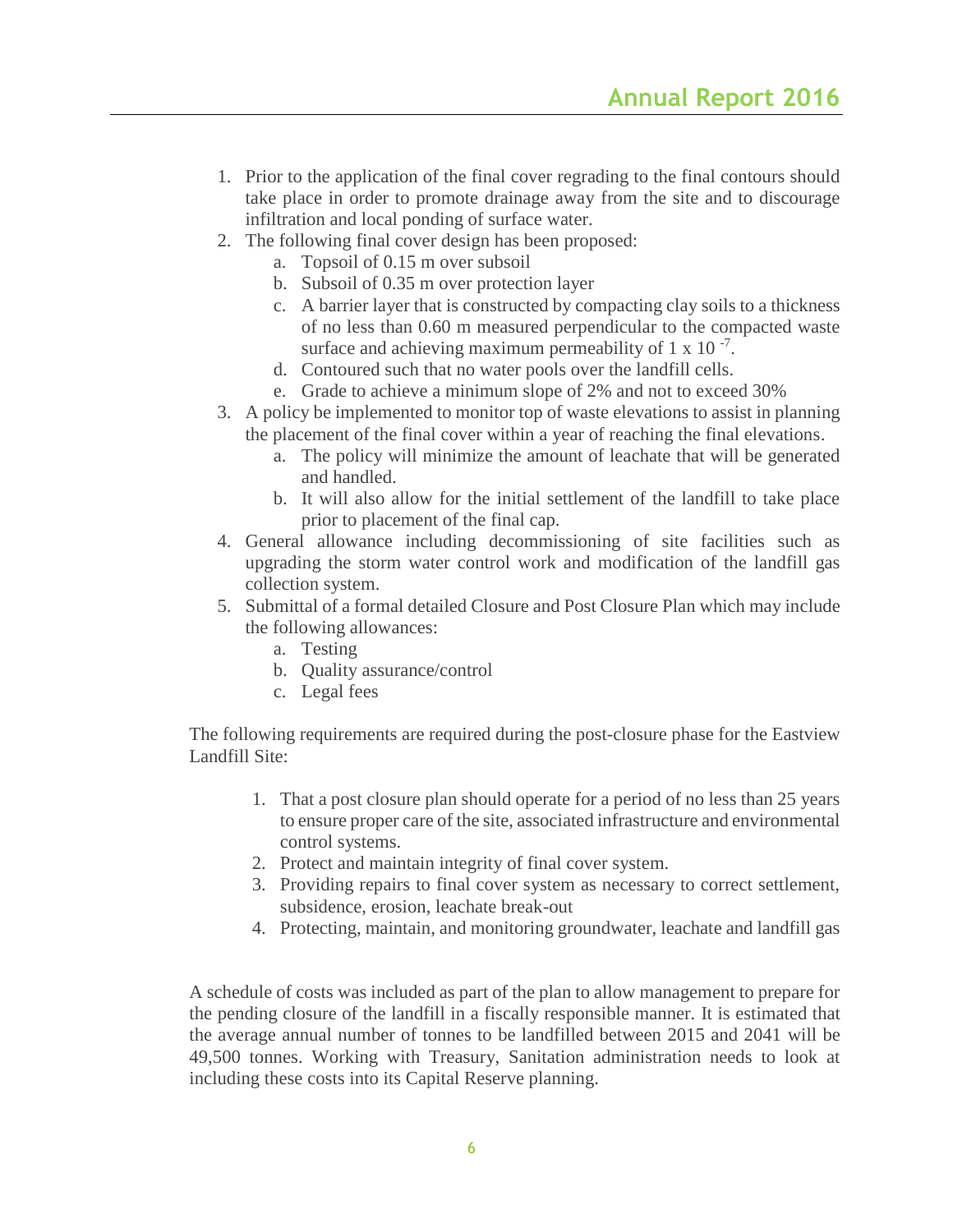1. Prior to the application of the final cover regrading to the final contours should take place in order to promote drainage away from the site and to discourage infiltration and local ponding of surface water.
2. The following final cover design has been proposed:
    a. Topsoil of 0.15 m over subsoil
    b. Subsoil of 0.35 m over protection layer
    c. A barrier layer that is constructed by compacting clay soils to a thickness of no less than 0.60 m measured perpendicular to the compacted waste surface and achieving maximum permeability of $1 \times 10^{-7}$.
    d. Contoured such that no water pools over the landfill cells.
    e. Grade to achieve a minimum slope of 2% and not to exceed 30%
3. A policy be implemented to monitor top of waste elevations to assist in planning the placement of the final cover within a year of reaching the final elevations.
    a. The policy will minimize the amount of leachate that will be generated and handled.
    b. It will also allow for the initial settlement of the landfill to take place prior to placement of the final cap.
4. General allowance including decommissioning of site facilities such as upgrading the storm water control work and modification of the landfill gas collection system.
5. Submittal of a formal detailed Closure and Post Closure Plan which may include the following allowances:
    a. Testing
    b. Quality assurance/control
    c. Legal fees

The following requirements are required during the post-closure phase for the Eastview Landfill Site:

1. That a post closure plan should operate for a period of no less than 25 years to ensure proper care of the site, associated infrastructure and environmental control systems.
2. Protect and maintain integrity of final cover system.
3. Providing repairs to final cover system as necessary to correct settlement, subsidence, erosion, leachate break-out
4. Protecting, maintain, and monitoring groundwater, leachate and landfill gas

A schedule of costs was included as part of the plan to allow management to prepare for the pending closure of the landfill in a fiscally responsible manner. It is estimated that the average annual number of tonnes to be landfilled between 2015 and 2041 will be 49,500 tonnes. Working with Treasury, Sanitation administration needs to look at including these costs into its Capital Reserve planning.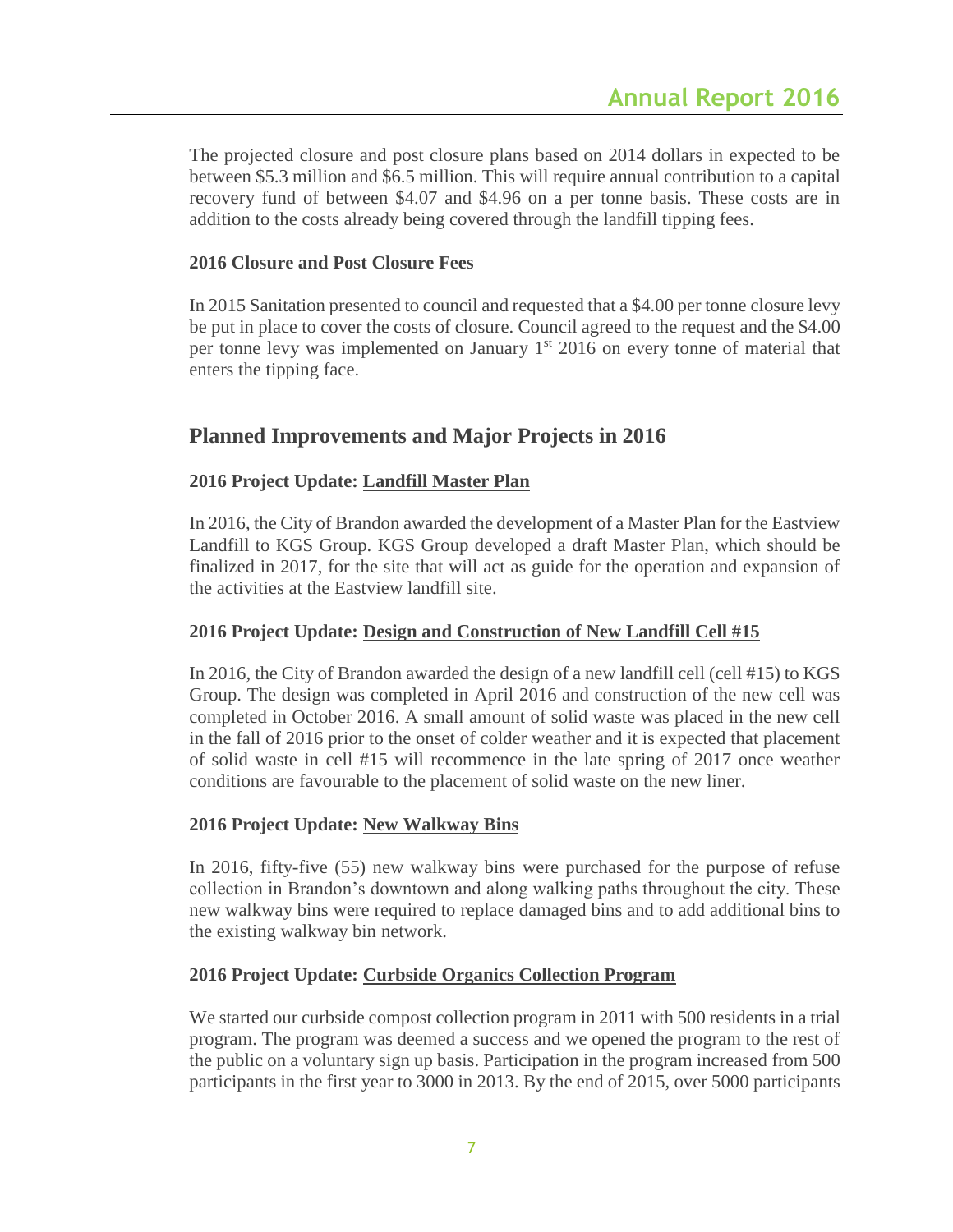The projected closure and post closure plans based on 2014 dollars in expected to be between $5.3 million and $6.5 million. This will require annual contribution to a capital recovery fund of between $4.07 and $4.96 on a per tonne basis. These costs are in addition to the costs already being covered through the landfill tipping fees.

**2016 Closure and Post Closure Fees**

In 2015 Sanitation presented to council and requested that a $4.00 per tonne closure levy be put in place to cover the costs of closure. Council agreed to the request and the $4.00 per tonne levy was implemented on January 1st 2016 on every tonne of material that enters the tipping face.

## Planned Improvements and Major Projects in 2016

**2016 Project Update: Landfill Master Plan**

In 2016, the City of Brandon awarded the development of a Master Plan for the Eastview Landfill to KGS Group. KGS Group developed a draft Master Plan, which should be finalized in 2017, for the site that will act as guide for the operation and expansion of the activities at the Eastview landfill site.

**2016 Project Update: Design and Construction of New Landfill Cell #15**

In 2016, the City of Brandon awarded the design of a new landfill cell (cell #15) to KGS Group. The design was completed in April 2016 and construction of the new cell was completed in October 2016. A small amount of solid waste was placed in the new cell in the fall of 2016 prior to the onset of colder weather and it is expected that placement of solid waste in cell #15 will recommence in the late spring of 2017 once weather conditions are favourable to the placement of solid waste on the new liner.

**2016 Project Update: New Walkway Bins**

In 2016, fifty-five (55) new walkway bins were purchased for the purpose of refuse collection in Brandon's downtown and along walking paths throughout the city. These new walkway bins were required to replace damaged bins and to add additional bins to the existing walkway bin network.

**2016 Project Update: Curbside Organics Collection Program**

We started our curbside compost collection program in 2011 with 500 residents in a trial program. The program was deemed a success and we opened the program to the rest of the public on a voluntary sign up basis. Participation in the program increased from 500 participants in the first year to 3000 in 2013. By the end of 2015, over 5000 participants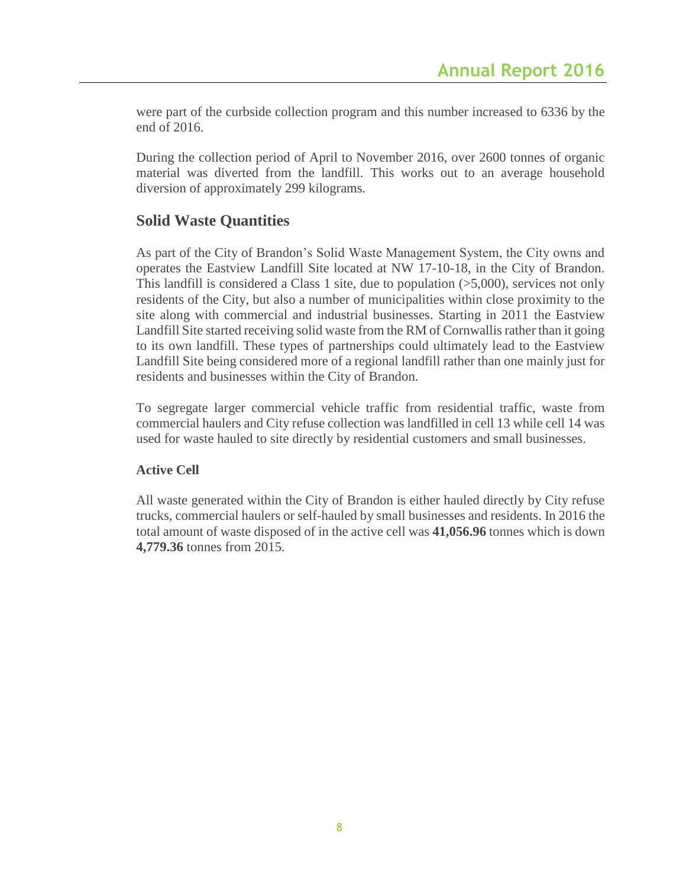were part of the curbside collection program and this number increased to 6336 by the end of 2016.

During the collection period of April to November 2016, over 2600 tonnes of organic material was diverted from the landfill. This works out to an average household diversion of approximately 299 kilograms.

## Solid Waste Quantities

As part of the City of Brandon's Solid Waste Management System, the City owns and operates the Eastview Landfill Site located at NW 17-10-18, in the City of Brandon. This landfill is considered a Class 1 site, due to population (>5,000), services not only residents of the City, but also a number of municipalities within close proximity to the site along with commercial and industrial businesses. Starting in 2011 the Eastview Landfill Site started receiving solid waste from the RM of Cornwallis rather than it going to its own landfill. These types of partnerships could ultimately lead to the Eastview Landfill Site being considered more of a regional landfill rather than one mainly just for residents and businesses within the City of Brandon.

To segregate larger commercial vehicle traffic from residential traffic, waste from commercial haulers and City refuse collection was landfilled in cell 13 while cell 14 was used for waste hauled to site directly by residential customers and small businesses.

### Active Cell

All waste generated within the City of Brandon is either hauled directly by City refuse trucks, commercial haulers or self-hauled by small businesses and residents. In 2016 the total amount of waste disposed of in the active cell was **41,056.96** tonnes which is down **4,779.36** tonnes from 2015.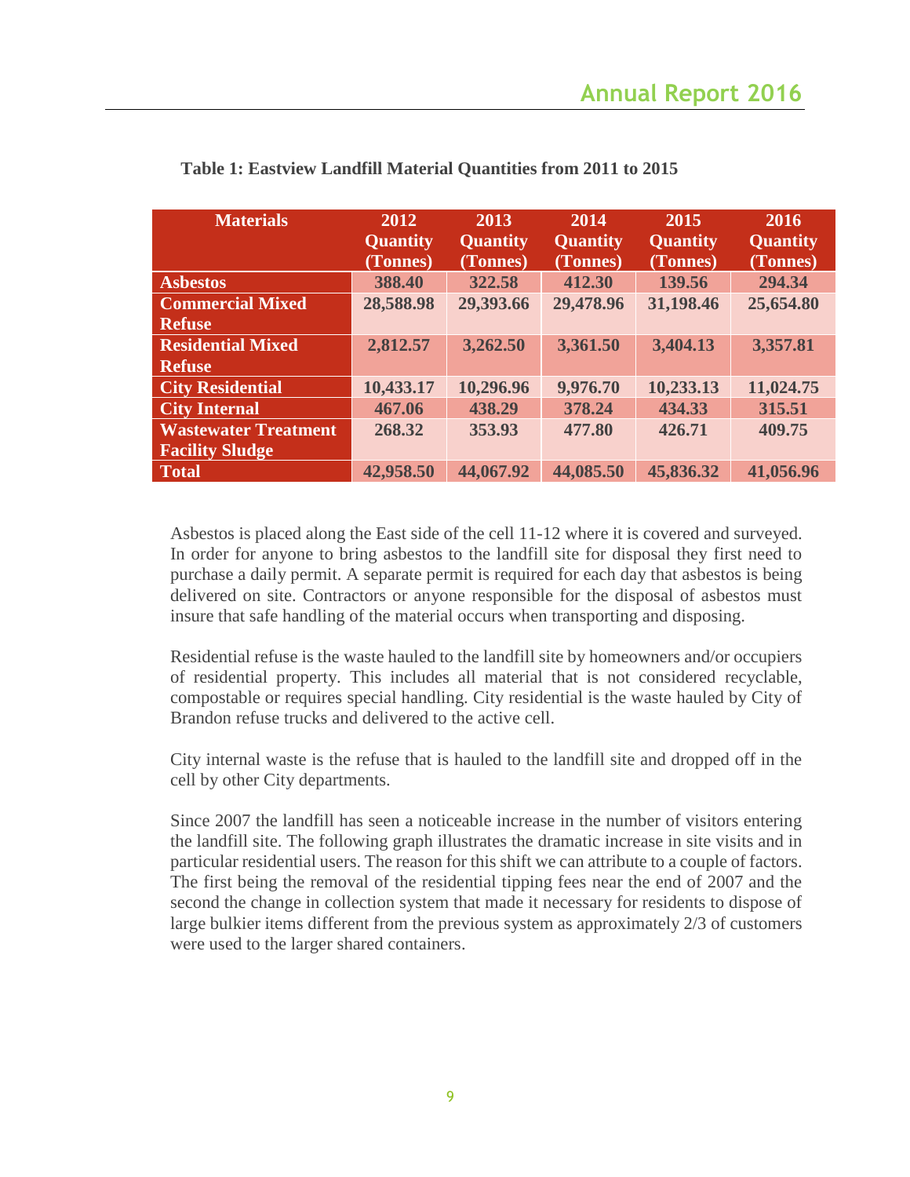**Table 1: Eastview Landfill Material Quantities from 2011 to 2015**

| Materials | 2012 Quantity (Tonnes) | 2013 Quantity (Tonnes) | 2014 Quantity (Tonnes) | 2015 Quantity (Tonnes) | 2016 Quantity (Tonnes) |
|---|---|---|---|---|---|
| **Asbestos** | **388.40** | **322.58** | **412.30** | **139.56** | **294.34** |
| **Commercial Mixed Refuse** | **28,588.98** | **29,393.66** | **29,478.96** | **31,198.46** | **25,654.80** |
| **Residential Mixed Refuse** | **2,812.57** | **3,262.50** | **3,361.50** | **3,404.13** | **3,357.81** |
| **City Residential** | **10,433.17** | **10,296.96** | **9,976.70** | **10,233.13** | **11,024.75** |
| **City Internal** | **467.06** | **438.29** | **378.24** | **434.33** | **315.51** |
| **Wastewater Treatment Facility Sludge** | **268.32** | **353.93** | **477.80** | **426.71** | **409.75** |
| **Total** | **42,958.50** | **44,067.92** | **44,085.50** | **45,836.32** | **41,056.96** |

Asbestos is placed along the East side of the cell 11-12 where it is covered and surveyed. In order for anyone to bring asbestos to the landfill site for disposal they first need to purchase a daily permit. A separate permit is required for each day that asbestos is being delivered on site. Contractors or anyone responsible for the disposal of asbestos must insure that safe handling of the material occurs when transporting and disposing.

Residential refuse is the waste hauled to the landfill site by homeowners and/or occupiers of residential property. This includes all material that is not considered recyclable, compostable or requires special handling. City residential is the waste hauled by City of Brandon refuse trucks and delivered to the active cell.

City internal waste is the refuse that is hauled to the landfill site and dropped off in the cell by other City departments.

Since 2007 the landfill has seen a noticeable increase in the number of visitors entering the landfill site. The following graph illustrates the dramatic increase in site visits and in particular residential users. The reason for this shift we can attribute to a couple of factors. The first being the removal of the residential tipping fees near the end of 2007 and the second the change in collection system that made it necessary for residents to dispose of large bulkier items different from the previous system as approximately 2/3 of customers were used to the larger shared containers.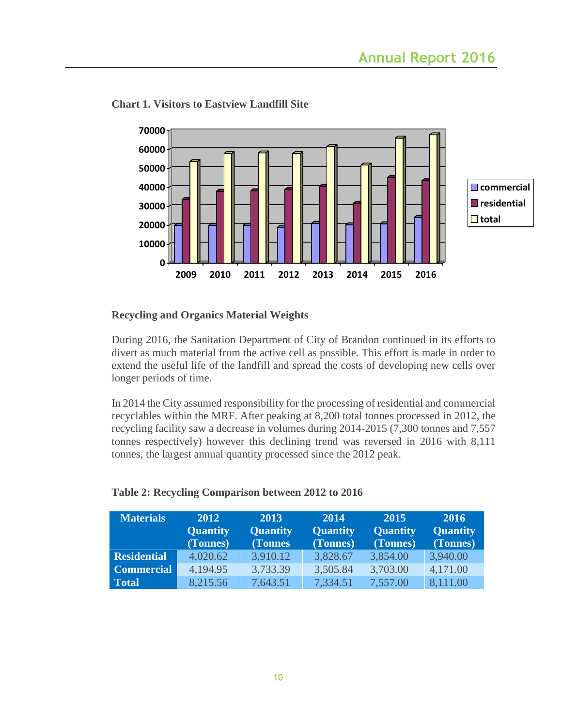**Chart 1. Visitors to Eastview Landfill Site**

70000
60000
50000
40000
30000
20000
10000
0

2009 2010 2011 2012 2013 2014 2015 2016

commercial
residential
total

**Recycling and Organics Material Weights**

During 2016, the Sanitation Department of City of Brandon continued in its efforts to divert as much material from the active cell as possible. This effort is made in order to extend the useful life of the landfill and spread the costs of developing new cells over longer periods of time.

In 2014 the City assumed responsibility for the processing of residential and commercial recyclables within the MRF. After peaking at 8,200 total tonnes processed in 2012, the recycling facility saw a decrease in volumes during 2014-2015 (7,300 tonnes and 7,557 tonnes respectively) however this declining trend was reversed in 2016 with 8,111 tonnes, the largest annual quantity processed since the 2012 peak.

**Table 2: Recycling Comparison between 2012 to 2016**

| Materials | 2012 Quantity (Tonnes) | 2013 Quantity (Tonnes | 2014 Quantity (Tonnes) | 2015 Quantity (Tonnes) | 2016 Quantity (Tonnes) |
|---|---|---|---|---|---|
| Residential | 4,020.62 | 3,910.12 | 3,828.67 | 3,854.00 | 3,940.00 |
| Commercial | 4,194.95 | 3,733.39 | 3,505.84 | 3,703.00 | 4,171.00 |
| Total | 8,215.56 | 7,643.51 | 7,334.51 | 7,557.00 | 8,111.00 |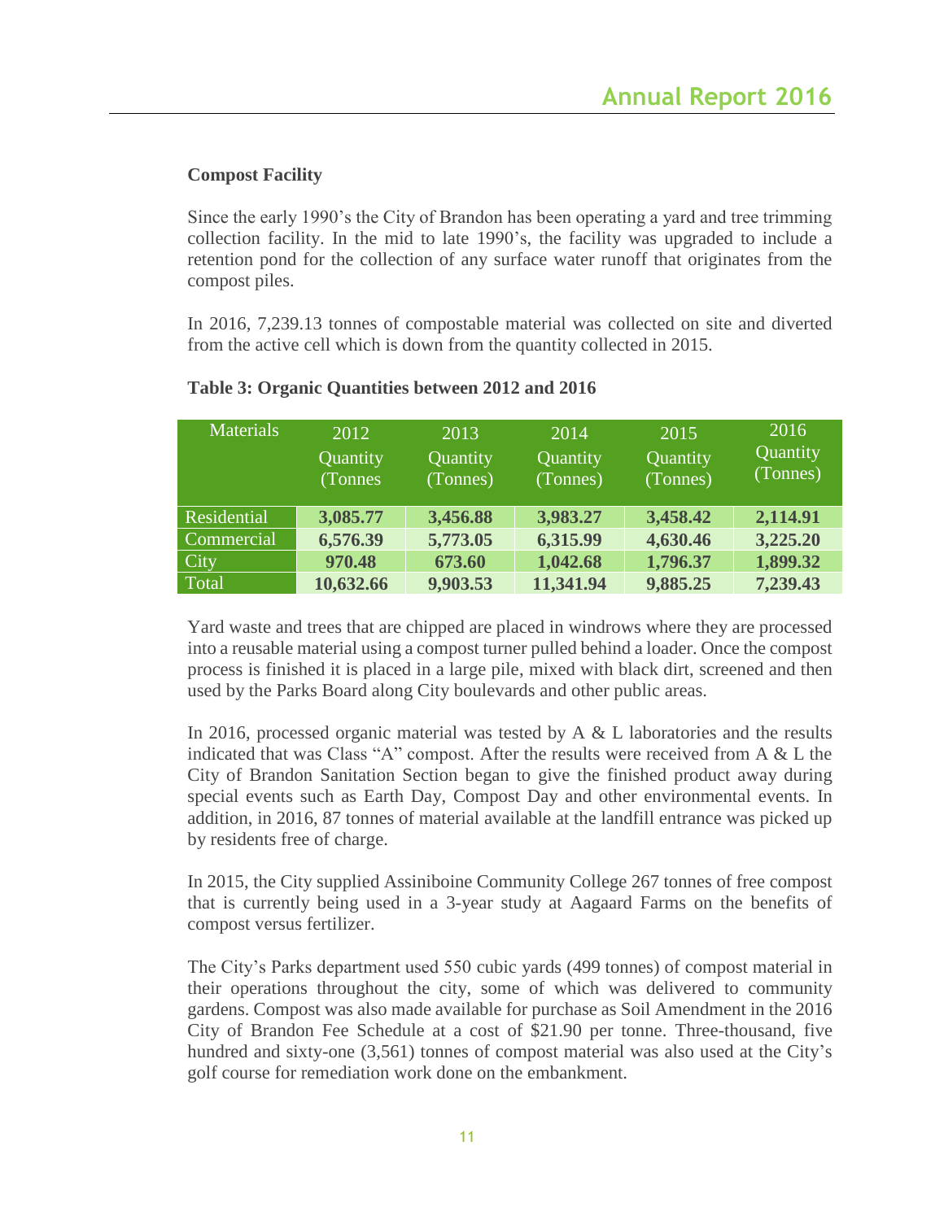### Compost Facility

Since the early 1990's the City of Brandon has been operating a yard and tree trimming collection facility. In the mid to late 1990's, the facility was upgraded to include a retention pond for the collection of any surface water runoff that originates from the compost piles.

In 2016, 7,239.13 tonnes of compostable material was collected on site and diverted from the active cell which is down from the quantity collected in 2015.

**Table 3: Organic Quantities between 2012 and 2016**

| Materials | 2012 Quantity (Tonnes | 2013 Quantity (Tonnes) | 2014 Quantity (Tonnes) | 2015 Quantity (Tonnes) | 2016 Quantity (Tonnes) |
|---|---|---|---|---|---|
| Residential | **3,085.77** | **3,456.88** | **3,983.27** | **3,458.42** | **2,114.91** |
| Commercial | **6,576.39** | **5,773.05** | **6,315.99** | **4,630.46** | **3,225.20** |
| City | **970.48** | **673.60** | **1,042.68** | **1,796.37** | **1,899.32** |
| Total | **10,632.66** | **9,903.53** | **11,341.94** | **9,885.25** | **7,239.43** |

Yard waste and trees that are chipped are placed in windrows where they are processed into a reusable material using a compost turner pulled behind a loader. Once the compost process is finished it is placed in a large pile, mixed with black dirt, screened and then used by the Parks Board along City boulevards and other public areas.

In 2016, processed organic material was tested by A & L laboratories and the results indicated that was Class "A" compost. After the results were received from A & L the City of Brandon Sanitation Section began to give the finished product away during special events such as Earth Day, Compost Day and other environmental events. In addition, in 2016, 87 tonnes of material available at the landfill entrance was picked up by residents free of charge.

In 2015, the City supplied Assiniboine Community College 267 tonnes of free compost that is currently being used in a 3-year study at Aagaard Farms on the benefits of compost versus fertilizer.

The City's Parks department used 550 cubic yards (499 tonnes) of compost material in their operations throughout the city, some of which was delivered to community gardens. Compost was also made available for purchase as Soil Amendment in the 2016 City of Brandon Fee Schedule at a cost of $21.90 per tonne. Three-thousand, five hundred and sixty-one (3,561) tonnes of compost material was also used at the City's golf course for remediation work done on the embankment.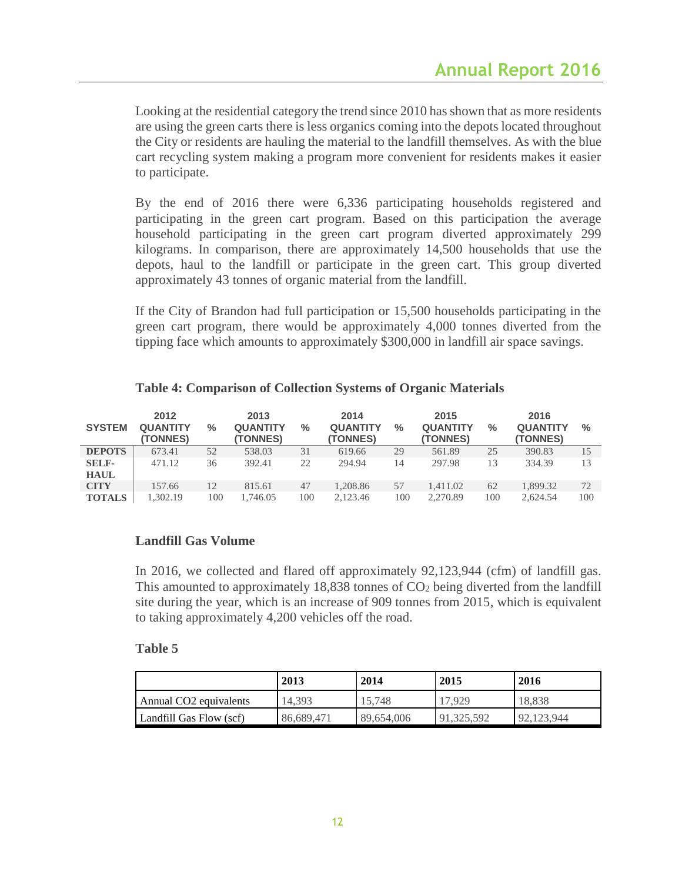Looking at the residential category the trend since 2010 has shown that as more residents are using the green carts there is less organics coming into the depots located throughout the City or residents are hauling the material to the landfill themselves. As with the blue cart recycling system making a program more convenient for residents makes it easier to participate.

By the end of 2016 there were 6,336 participating households registered and participating in the green cart program. Based on this participation the average household participating in the green cart program diverted approximately 299 kilograms. In comparison, there are approximately 14,500 households that use the depots, haul to the landfill or participate in the green cart. This group diverted approximately 43 tonnes of organic material from the landfill.

If the City of Brandon had full participation or 15,500 households participating in the green cart program, there would be approximately 4,000 tonnes diverted from the tipping face which amounts to approximately $300,000 in landfill air space savings.

**Table 4: Comparison of Collection Systems of Organic Materials**

| SYSTEM | 2012 QUANTITY (TONNES) | % | 2013 QUANTITY (TONNES) | % | 2014 QUANTITY (TONNES) | % | 2015 QUANTITY (TONNES) | % | 2016 QUANTITY (TONNES) | % |
|---|---|---|---|---|---|---|---|---|---|---|
| **DEPOTS** | 673.41 | 52 | 538.03 | 31 | 619.66 | 29 | 561.89 | 25 | 390.83 | 15 |
| **SELF-HAUL** | 471.12 | 36 | 392.41 | 22 | 294.94 | 14 | 297.98 | 13 | 334.39 | 13 |
| **CITY** | 157.66 | 12 | 815.61 | 47 | 1,208.86 | 57 | 1,411.02 | 62 | 1,899.32 | 72 |
| **TOTALS** | 1,302.19 | 100 | 1,746.05 | 100 | 2,123.46 | 100 | 2,270.89 | 100 | 2,624.54 | 100 |

## Landfill Gas Volume

In 2016, we collected and flared off approximately 92,123,944 (cfm) of landfill gas. This amounted to approximately 18,838 tonnes of $CO_2$ being diverted from the landfill site during the year, which is an increase of 909 tonnes from 2015, which is equivalent to taking approximately 4,200 vehicles off the road.

**Table 5**

| | 2013 | 2014 | 2015 | 2016 |
|---|---|---|---|---|
| Annual CO2 equivalents | 14,393 | 15,748 | 17,929 | 18,838 |
| Landfill Gas Flow (scf) | 86,689,471 | 89,654,006 | 91,325,592 | 92,123,944 |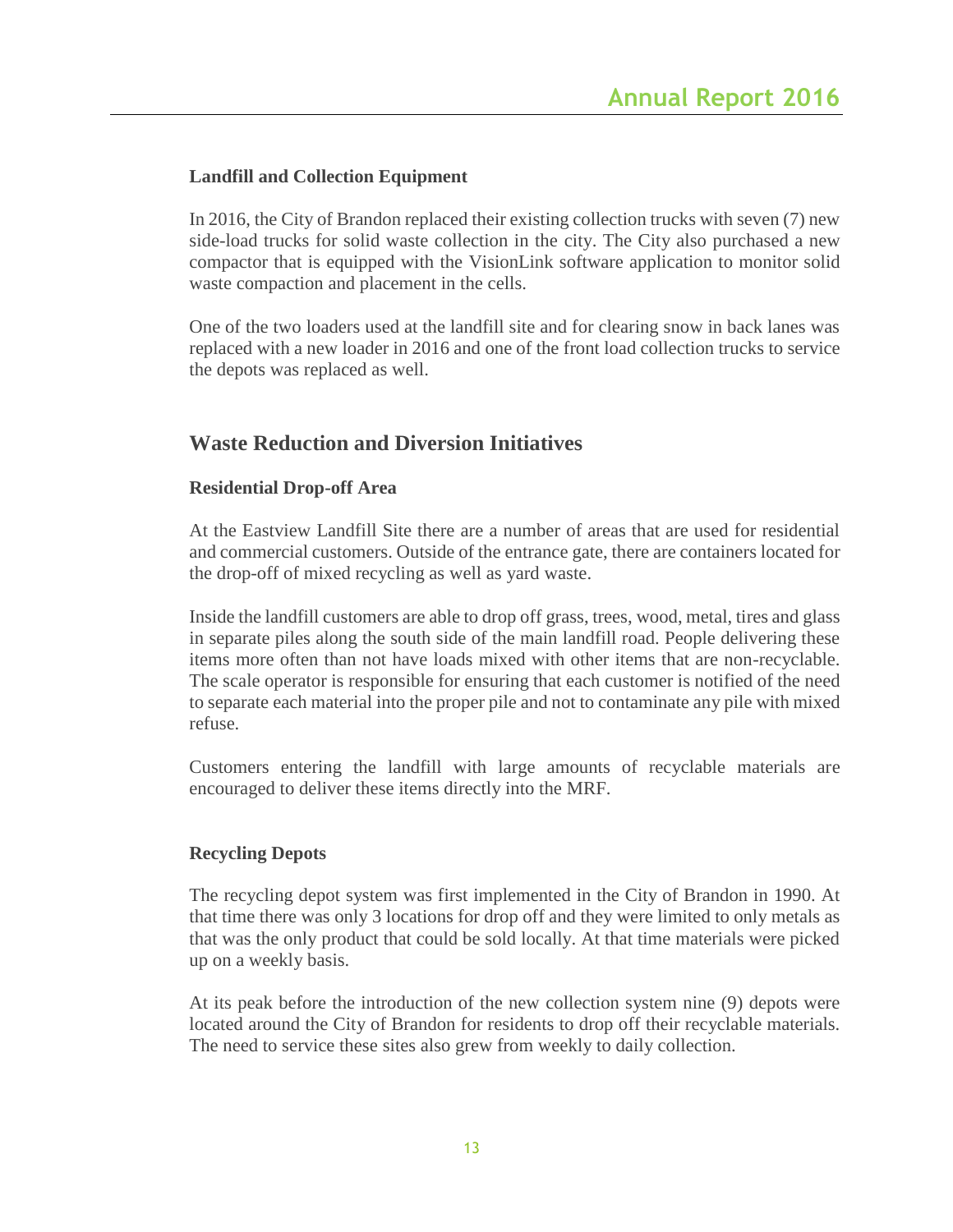### Landfill and Collection Equipment

In 2016, the City of Brandon replaced their existing collection trucks with seven (7) new side-load trucks for solid waste collection in the city. The City also purchased a new compactor that is equipped with the VisionLink software application to monitor solid waste compaction and placement in the cells.

One of the two loaders used at the landfill site and for clearing snow in back lanes was replaced with a new loader in 2016 and one of the front load collection trucks to service the depots was replaced as well.

## Waste Reduction and Diversion Initiatives

### Residential Drop-off Area

At the Eastview Landfill Site there are a number of areas that are used for residential and commercial customers. Outside of the entrance gate, there are containers located for the drop-off of mixed recycling as well as yard waste.

Inside the landfill customers are able to drop off grass, trees, wood, metal, tires and glass in separate piles along the south side of the main landfill road. People delivering these items more often than not have loads mixed with other items that are non-recyclable. The scale operator is responsible for ensuring that each customer is notified of the need to separate each material into the proper pile and not to contaminate any pile with mixed refuse.

Customers entering the landfill with large amounts of recyclable materials are encouraged to deliver these items directly into the MRF.

### Recycling Depots

The recycling depot system was first implemented in the City of Brandon in 1990. At that time there was only 3 locations for drop off and they were limited to only metals as that was the only product that could be sold locally. At that time materials were picked up on a weekly basis.

At its peak before the introduction of the new collection system nine (9) depots were located around the City of Brandon for residents to drop off their recyclable materials. The need to service these sites also grew from weekly to daily collection.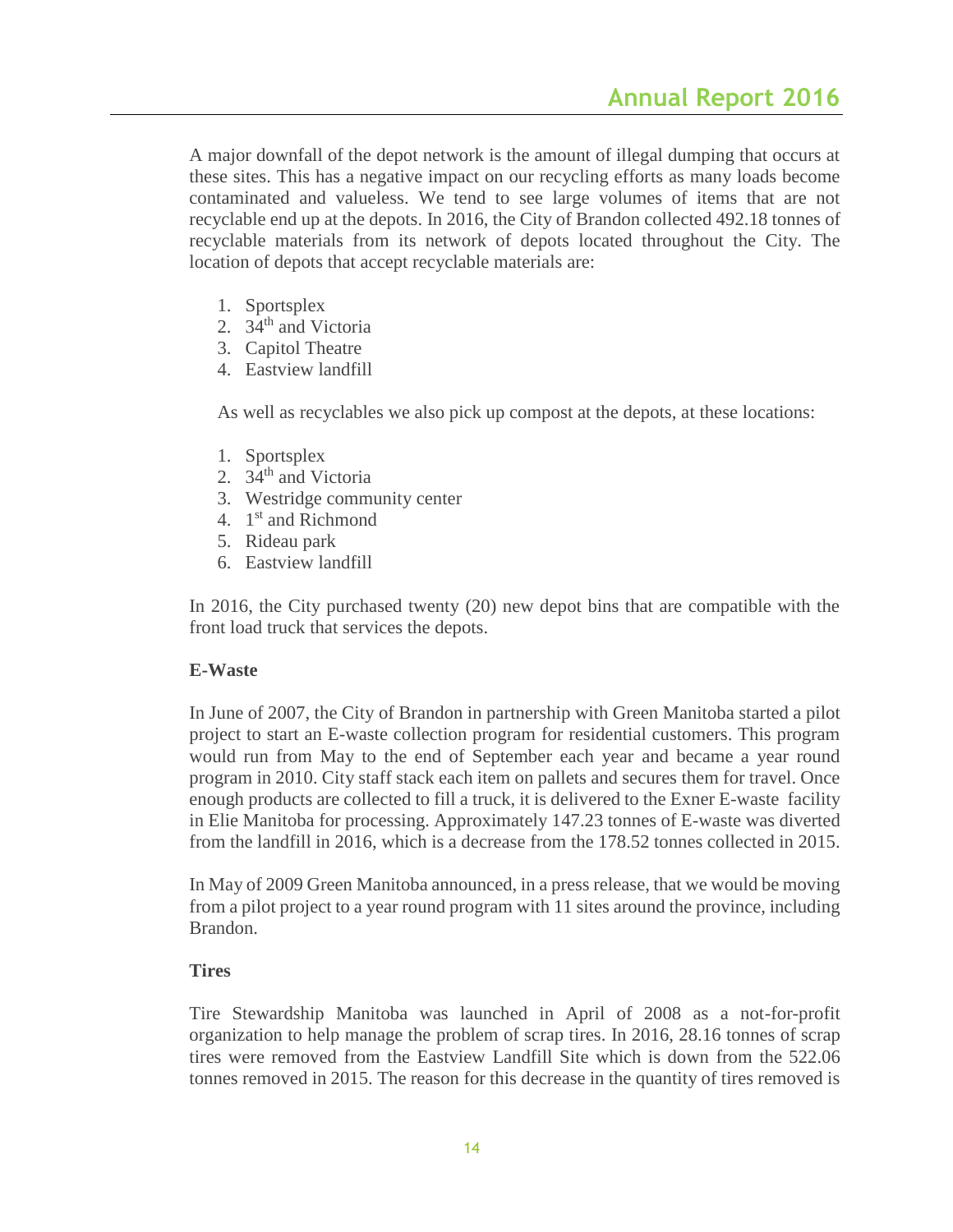A major downfall of the depot network is the amount of illegal dumping that occurs at these sites. This has a negative impact on our recycling efforts as many loads become contaminated and valueless. We tend to see large volumes of items that are not recyclable end up at the depots. In 2016, the City of Brandon collected 492.18 tonnes of recyclable materials from its network of depots located throughout the City. The location of depots that accept recyclable materials are:

1. Sportsplex
2. 34th and Victoria
3. Capitol Theatre
4. Eastview landfill

As well as recyclables we also pick up compost at the depots, at these locations:

1. Sportsplex
2. 34th and Victoria
3. Westridge community center
4. 1st and Richmond
5. Rideau park
6. Eastview landfill

In 2016, the City purchased twenty (20) new depot bins that are compatible with the front load truck that services the depots.

**E-Waste**

In June of 2007, the City of Brandon in partnership with Green Manitoba started a pilot project to start an E-waste collection program for residential customers. This program would run from May to the end of September each year and became a year round program in 2010. City staff stack each item on pallets and secures them for travel. Once enough products are collected to fill a truck, it is delivered to the Exner E-waste facility in Elie Manitoba for processing. Approximately 147.23 tonnes of E-waste was diverted from the landfill in 2016, which is a decrease from the 178.52 tonnes collected in 2015.

In May of 2009 Green Manitoba announced, in a press release, that we would be moving from a pilot project to a year round program with 11 sites around the province, including Brandon.

**Tires**

Tire Stewardship Manitoba was launched in April of 2008 as a not-for-profit organization to help manage the problem of scrap tires. In 2016, 28.16 tonnes of scrap tires were removed from the Eastview Landfill Site which is down from the 522.06 tonnes removed in 2015. The reason for this decrease in the quantity of tires removed is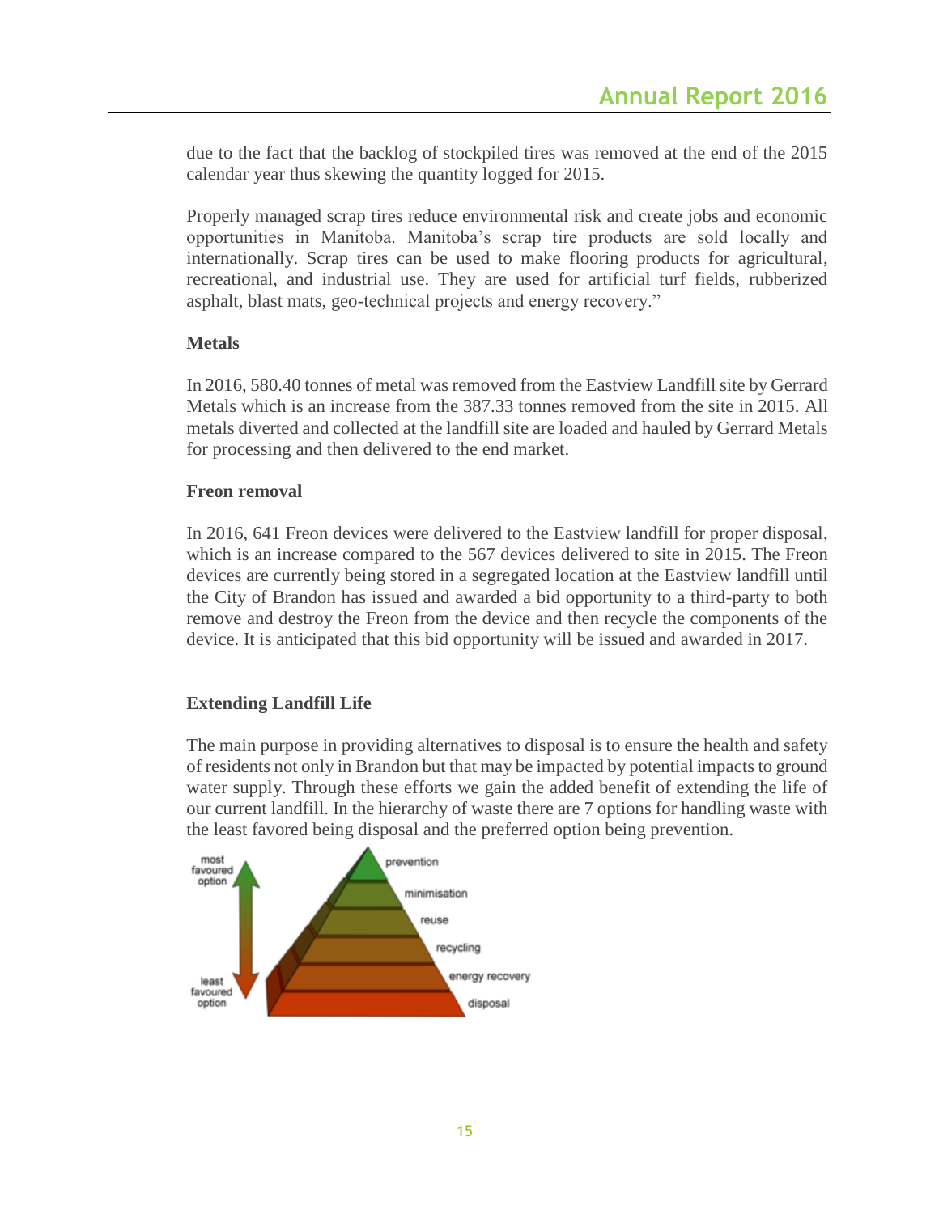due to the fact that the backlog of stockpiled tires was removed at the end of the 2015 calendar year thus skewing the quantity logged for 2015.

Properly managed scrap tires reduce environmental risk and create jobs and economic opportunities in Manitoba. Manitoba's scrap tire products are sold locally and internationally. Scrap tires can be used to make flooring products for agricultural, recreational, and industrial use. They are used for artificial turf fields, rubberized asphalt, blast mats, geo-technical projects and energy recovery."

**Metals**

In 2016, 580.40 tonnes of metal was removed from the Eastview Landfill site by Gerrard Metals which is an increase from the 387.33 tonnes removed from the site in 2015. All metals diverted and collected at the landfill site are loaded and hauled by Gerrard Metals for processing and then delivered to the end market.

**Freon removal**

In 2016, 641 Freon devices were delivered to the Eastview landfill for proper disposal, which is an increase compared to the 567 devices delivered to site in 2015. The Freon devices are currently being stored in a segregated location at the Eastview landfill until the City of Brandon has issued and awarded a bid opportunity to a third-party to both remove and destroy the Freon from the device and then recycle the components of the device. It is anticipated that this bid opportunity will be issued and awarded in 2017.

**Extending Landfill Life**

The main purpose in providing alternatives to disposal is to ensure the health and safety of residents not only in Brandon but that may be impacted by potential impacts to ground water supply. Through these efforts we gain the added benefit of extending the life of our current landfill. In the hierarchy of waste there are 7 options for handling waste with the least favored being disposal and the preferred option being prevention.

most favoured option

least favoured option

prevention

minimisation

reuse

recycling

energy recovery

disposal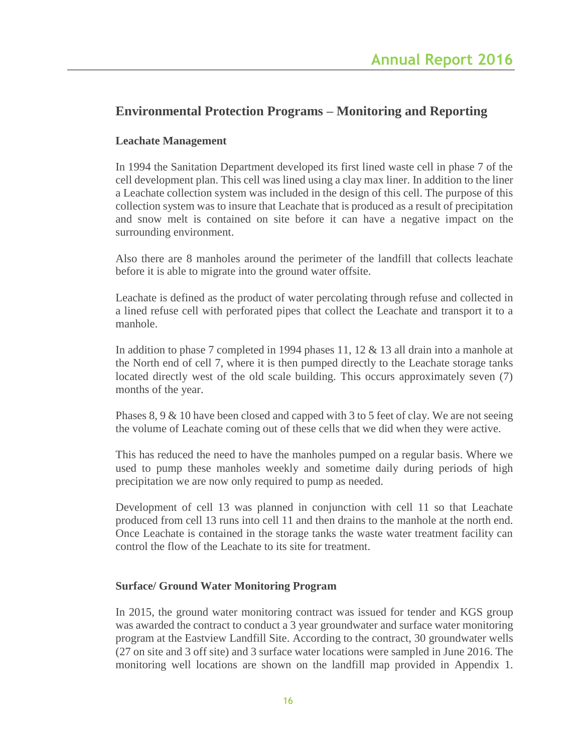## Environmental Protection Programs – Monitoring and Reporting

### Leachate Management

In 1994 the Sanitation Department developed its first lined waste cell in phase 7 of the cell development plan. This cell was lined using a clay max liner. In addition to the liner a Leachate collection system was included in the design of this cell. The purpose of this collection system was to insure that Leachate that is produced as a result of precipitation and snow melt is contained on site before it can have a negative impact on the surrounding environment.

Also there are 8 manholes around the perimeter of the landfill that collects leachate before it is able to migrate into the ground water offsite.

Leachate is defined as the product of water percolating through refuse and collected in a lined refuse cell with perforated pipes that collect the Leachate and transport it to a manhole.

In addition to phase 7 completed in 1994 phases 11, 12 & 13 all drain into a manhole at the North end of cell 7, where it is then pumped directly to the Leachate storage tanks located directly west of the old scale building. This occurs approximately seven (7) months of the year.

Phases 8, 9 & 10 have been closed and capped with 3 to 5 feet of clay. We are not seeing the volume of Leachate coming out of these cells that we did when they were active.

This has reduced the need to have the manholes pumped on a regular basis. Where we used to pump these manholes weekly and sometime daily during periods of high precipitation we are now only required to pump as needed.

Development of cell 13 was planned in conjunction with cell 11 so that Leachate produced from cell 13 runs into cell 11 and then drains to the manhole at the north end. Once Leachate is contained in the storage tanks the waste water treatment facility can control the flow of the Leachate to its site for treatment.

### Surface/ Ground Water Monitoring Program

In 2015, the ground water monitoring contract was issued for tender and KGS group was awarded the contract to conduct a 3 year groundwater and surface water monitoring program at the Eastview Landfill Site. According to the contract, 30 groundwater wells (27 on site and 3 off site) and 3 surface water locations were sampled in June 2016. The monitoring well locations are shown on the landfill map provided in Appendix 1.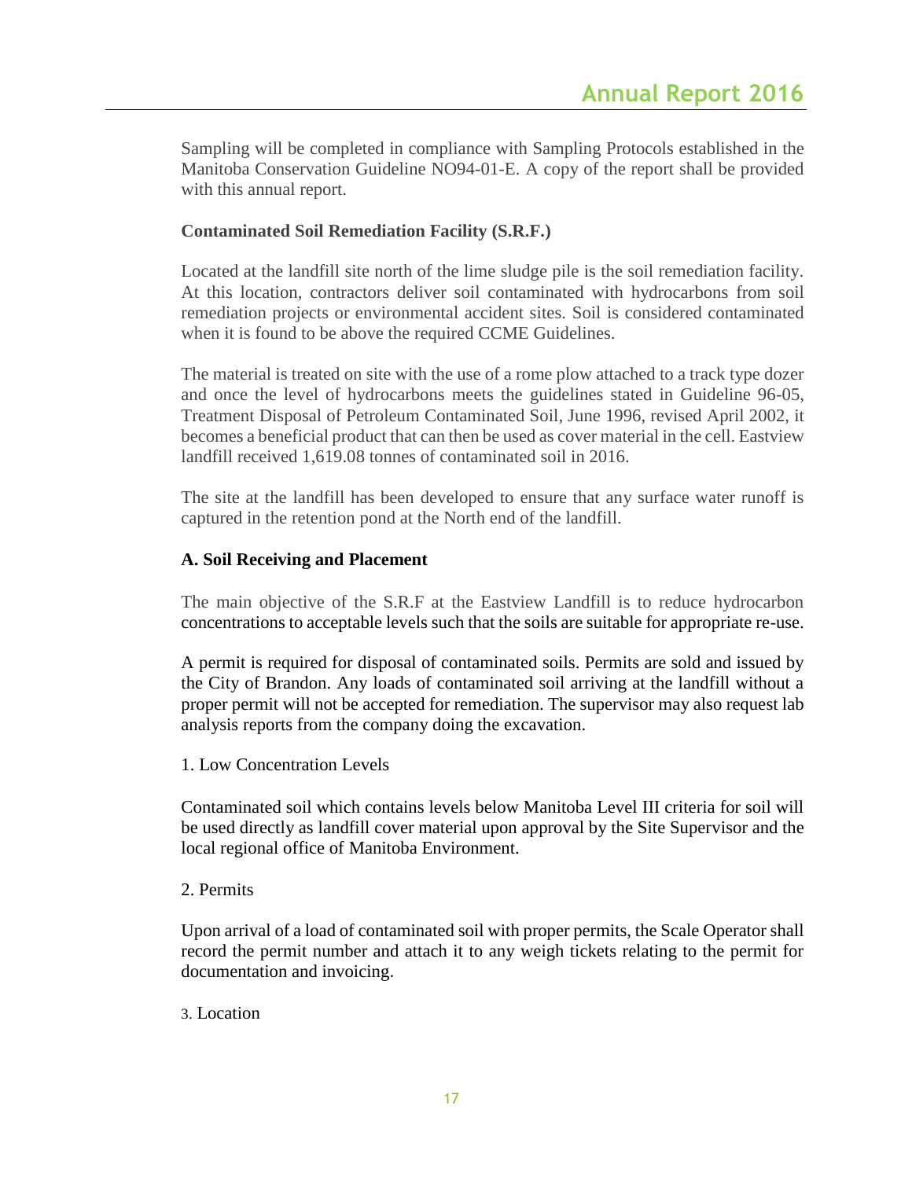Sampling will be completed in compliance with Sampling Protocols established in the Manitoba Conservation Guideline NO94-01-E. A copy of the report shall be provided with this annual report.

**Contaminated Soil Remediation Facility (S.R.F.)**

Located at the landfill site north of the lime sludge pile is the soil remediation facility. At this location, contractors deliver soil contaminated with hydrocarbons from soil remediation projects or environmental accident sites. Soil is considered contaminated when it is found to be above the required CCME Guidelines.

The material is treated on site with the use of a rome plow attached to a track type dozer and once the level of hydrocarbons meets the guidelines stated in Guideline 96-05, Treatment Disposal of Petroleum Contaminated Soil, June 1996, revised April 2002, it becomes a beneficial product that can then be used as cover material in the cell. Eastview landfill received 1,619.08 tonnes of contaminated soil in 2016.

The site at the landfill has been developed to ensure that any surface water runoff is captured in the retention pond at the North end of the landfill.

**A. Soil Receiving and Placement**

The main objective of the S.R.F at the Eastview Landfill is to reduce hydrocarbon concentrations to acceptable levels such that the soils are suitable for appropriate re-use.

A permit is required for disposal of contaminated soils. Permits are sold and issued by the City of Brandon. Any loads of contaminated soil arriving at the landfill without a proper permit will not be accepted for remediation. The supervisor may also request lab analysis reports from the company doing the excavation.

1. Low Concentration Levels

Contaminated soil which contains levels below Manitoba Level III criteria for soil will be used directly as landfill cover material upon approval by the Site Supervisor and the local regional office of Manitoba Environment.

2. Permits

Upon arrival of a load of contaminated soil with proper permits, the Scale Operator shall record the permit number and attach it to any weigh tickets relating to the permit for documentation and invoicing.

3. Location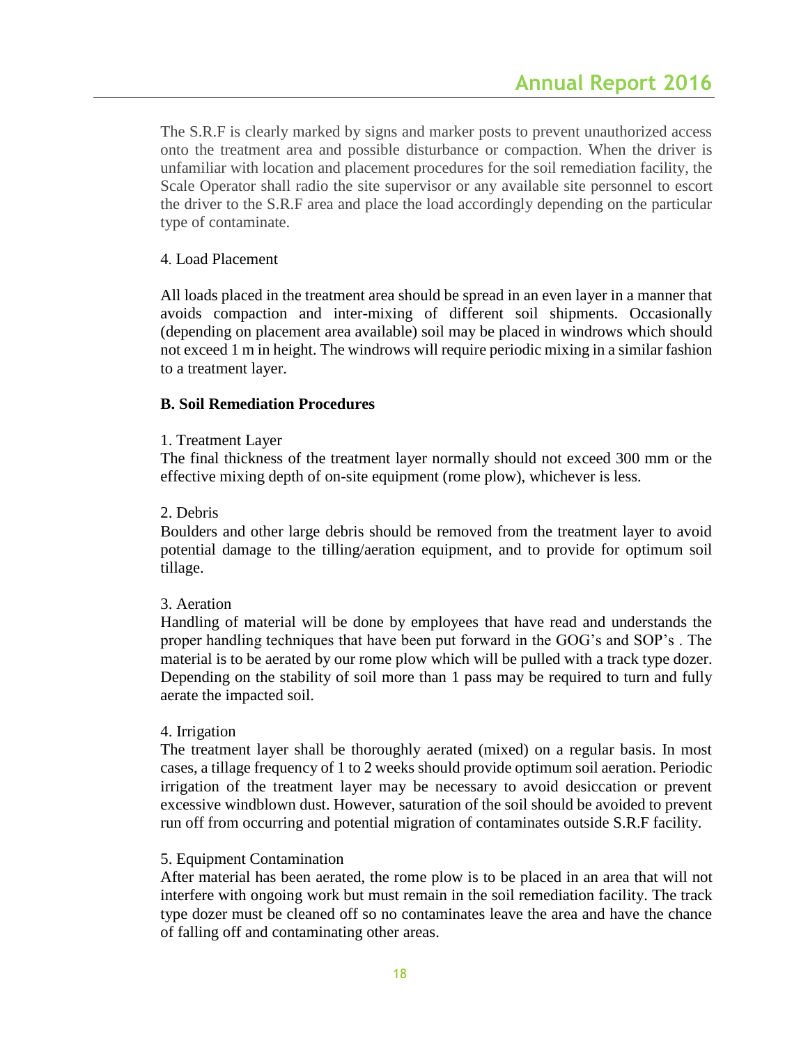The S.R.F is clearly marked by signs and marker posts to prevent unauthorized access onto the treatment area and possible disturbance or compaction. When the driver is unfamiliar with location and placement procedures for the soil remediation facility, the Scale Operator shall radio the site supervisor or any available site personnel to escort the driver to the S.R.F area and place the load accordingly depending on the particular type of contaminate.

4. Load Placement

All loads placed in the treatment area should be spread in an even layer in a manner that avoids compaction and inter-mixing of different soil shipments. Occasionally (depending on placement area available) soil may be placed in windrows which should not exceed 1 m in height. The windrows will require periodic mixing in a similar fashion to a treatment layer.

**B. Soil Remediation Procedures**

1. Treatment Layer
The final thickness of the treatment layer normally should not exceed 300 mm or the effective mixing depth of on-site equipment (rome plow), whichever is less.

2. Debris
Boulders and other large debris should be removed from the treatment layer to avoid potential damage to the tilling/aeration equipment, and to provide for optimum soil tillage.

3. Aeration
Handling of material will be done by employees that have read and understands the proper handling techniques that have been put forward in the GOG's and SOP's . The material is to be aerated by our rome plow which will be pulled with a track type dozer. Depending on the stability of soil more than 1 pass may be required to turn and fully aerate the impacted soil.

4. Irrigation
The treatment layer shall be thoroughly aerated (mixed) on a regular basis. In most cases, a tillage frequency of 1 to 2 weeks should provide optimum soil aeration. Periodic irrigation of the treatment layer may be necessary to avoid desiccation or prevent excessive windblown dust. However, saturation of the soil should be avoided to prevent run off from occurring and potential migration of contaminates outside S.R.F facility.

5. Equipment Contamination
After material has been aerated, the rome plow is to be placed in an area that will not interfere with ongoing work but must remain in the soil remediation facility. The track type dozer must be cleaned off so no contaminates leave the area and have the chance of falling off and contaminating other areas.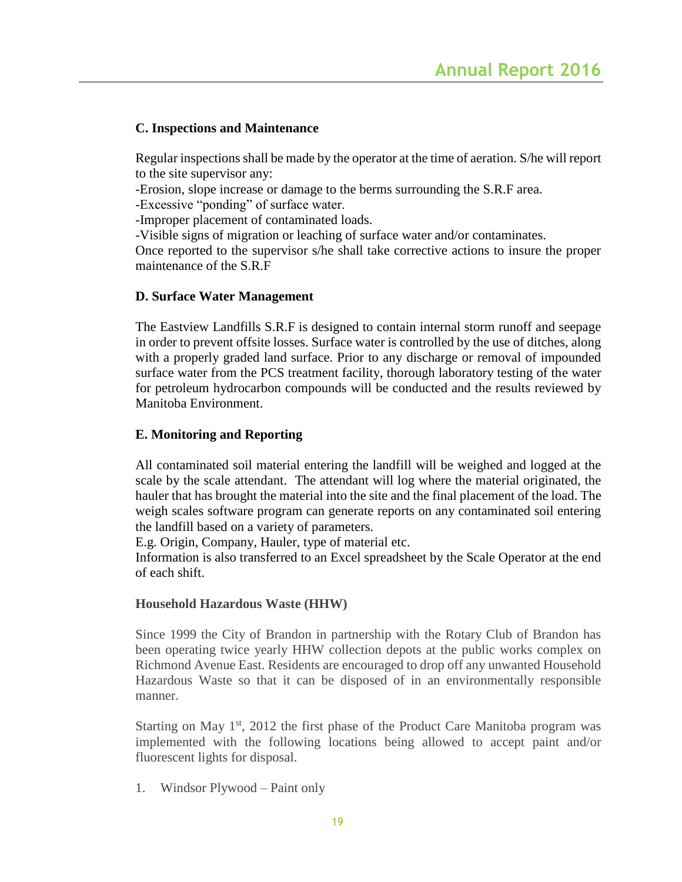### C. Inspections and Maintenance

Regular inspections shall be made by the operator at the time of aeration. S/he will report to the site supervisor any:

-Erosion, slope increase or damage to the berms surrounding the S.R.F area.

-Excessive "ponding" of surface water.

-Improper placement of contaminated loads.

-Visible signs of migration or leaching of surface water and/or contaminates.

Once reported to the supervisor s/he shall take corrective actions to insure the proper maintenance of the S.R.F

### D. Surface Water Management

The Eastview Landfills S.R.F is designed to contain internal storm runoff and seepage in order to prevent offsite losses. Surface water is controlled by the use of ditches, along with a properly graded land surface. Prior to any discharge or removal of impounded surface water from the PCS treatment facility, thorough laboratory testing of the water for petroleum hydrocarbon compounds will be conducted and the results reviewed by Manitoba Environment.

### E. Monitoring and Reporting

All contaminated soil material entering the landfill will be weighed and logged at the scale by the scale attendant. The attendant will log where the material originated, the hauler that has brought the material into the site and the final placement of the load. The weigh scales software program can generate reports on any contaminated soil entering the landfill based on a variety of parameters.

E.g. Origin, Company, Hauler, type of material etc.

Information is also transferred to an Excel spreadsheet by the Scale Operator at the end of each shift.

### Household Hazardous Waste (HHW)

Since 1999 the City of Brandon in partnership with the Rotary Club of Brandon has been operating twice yearly HHW collection depots at the public works complex on Richmond Avenue East. Residents are encouraged to drop off any unwanted Household Hazardous Waste so that it can be disposed of in an environmentally responsible manner.

Starting on May 1st, 2012 the first phase of the Product Care Manitoba program was implemented with the following locations being allowed to accept paint and/or fluorescent lights for disposal.

1. Windsor Plywood – Paint only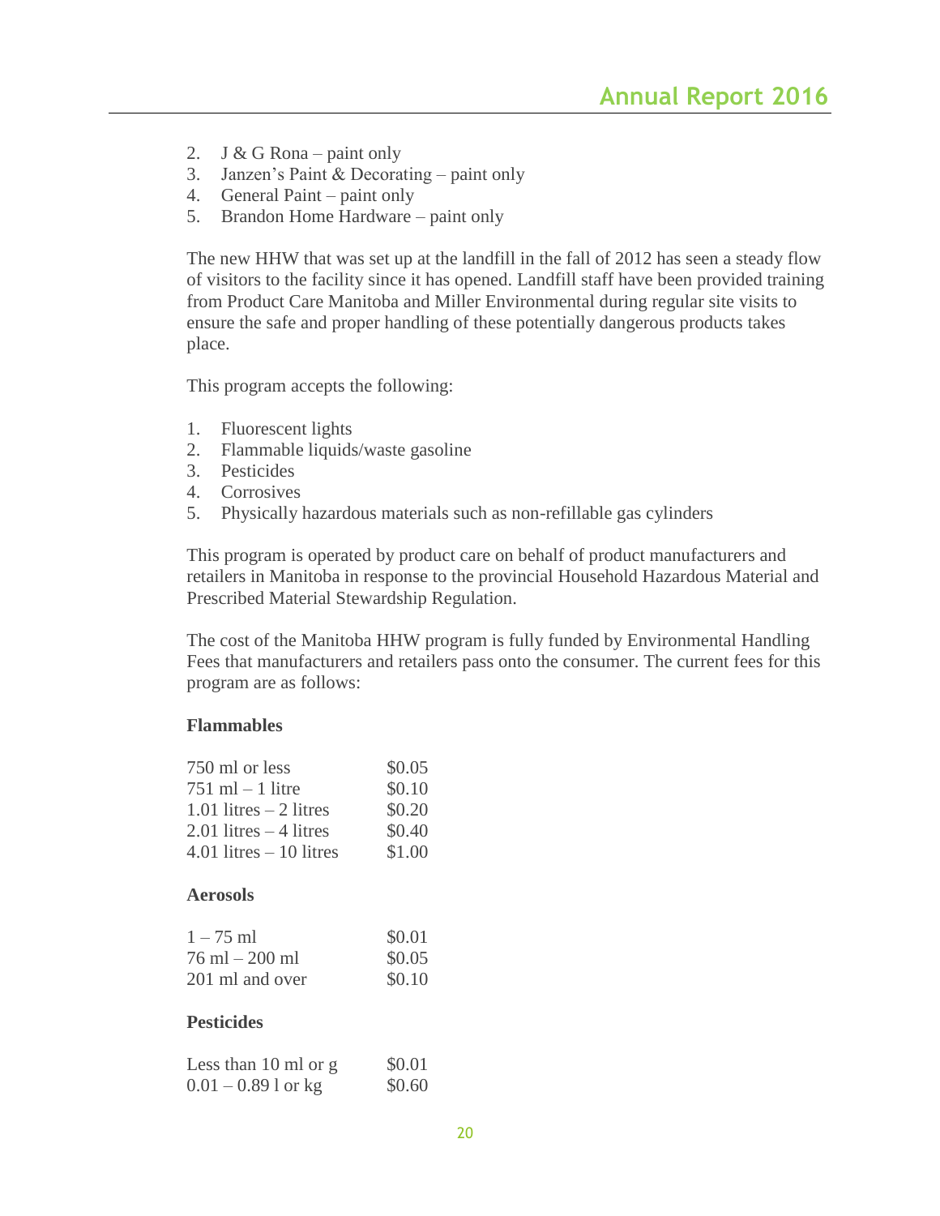2. J & G Rona – paint only
3. Janzen's Paint & Decorating – paint only
4. General Paint – paint only
5. Brandon Home Hardware – paint only

The new HHW that was set up at the landfill in the fall of 2012 has seen a steady flow of visitors to the facility since it has opened. Landfill staff have been provided training from Product Care Manitoba and Miller Environmental during regular site visits to ensure the safe and proper handling of these potentially dangerous products takes place.

This program accepts the following:

1. Fluorescent lights
2. Flammable liquids/waste gasoline
3. Pesticides
4. Corrosives
5. Physically hazardous materials such as non-refillable gas cylinders

This program is operated by product care on behalf of product manufacturers and retailers in Manitoba in response to the provincial Household Hazardous Material and Prescribed Material Stewardship Regulation.

The cost of the Manitoba HHW program is fully funded by Environmental Handling Fees that manufacturers and retailers pass onto the consumer. The current fees for this program are as follows:

**Flammables**

| | |
|---|---|
| 750 ml or less | $0.05 |
| 751 ml – 1 litre | $0.10 |
| 1.01 litres – 2 litres | $0.20 |
| 2.01 litres – 4 litres | $0.40 |
| 4.01 litres – 10 litres | $1.00 |

**Aerosols**

| | |
|---|---|
| 1 – 75 ml | $0.01 |
| 76 ml – 200 ml | $0.05 |
| 201 ml and over | $0.10 |

**Pesticides**

| | |
|---|---|
| Less than 10 ml or g | $0.01 |
| 0.01 – 0.89 l or kg | $0.60 |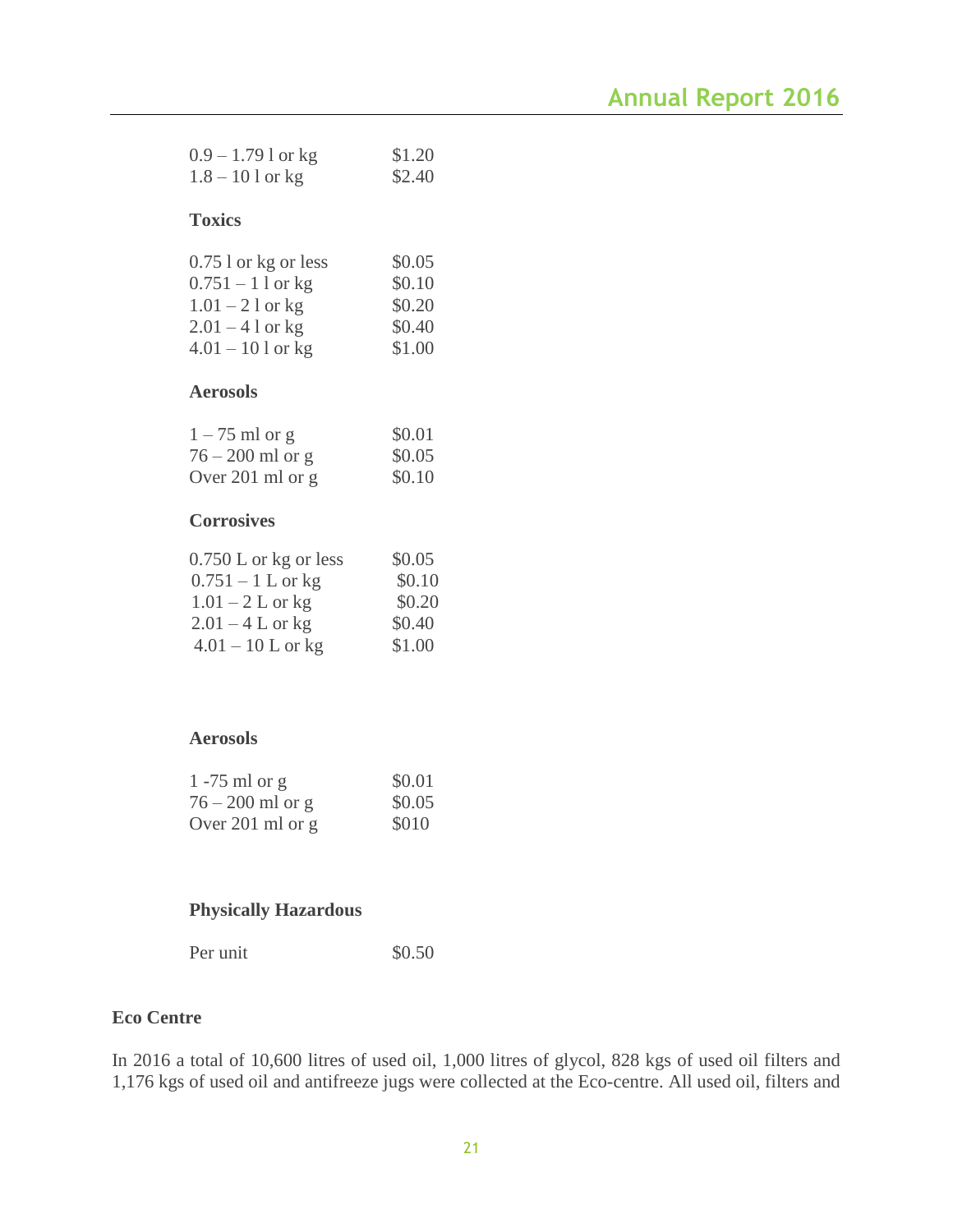| | |
|---|---|
| 0.9 – 1.79 l or kg | $1.20 |
| 1.8 – 10 l or kg | $2.40 |

**Toxics**

| | |
|---|---|
| 0.75 l or kg or less | $0.05 |
| 0.751 – 1 l or kg | $0.10 |
| 1.01 – 2 l or kg | $0.20 |
| 2.01 – 4 l or kg | $0.40 |
| 4.01 – 10 l or kg | $1.00 |

**Aerosols**

| | |
|---|---|
| 1 – 75 ml or g | $0.01 |
| 76 – 200 ml or g | $0.05 |
| Over 201 ml or g | $0.10 |

**Corrosives**

| | |
|---|---|
| 0.750 L or kg or less | $0.05 |
| 0.751 – 1 L or kg | $0.10 |
| 1.01 – 2 L or kg | $0.20 |
| 2.01 – 4 L or kg | $0.40 |
| 4.01 – 10 L or kg | $1.00 |

**Aerosols**

| | |
|---|---|
| 1 -75 ml or g | $0.01 |
| 76 – 200 ml or g | $0.05 |
| Over 201 ml or g | $010 |

**Physically Hazardous**

| | |
|---|---|
| Per unit | $0.50 |

**Eco Centre**

In 2016 a total of 10,600 litres of used oil, 1,000 litres of glycol, 828 kgs of used oil filters and 1,176 kgs of used oil and antifreeze jugs were collected at the Eco-centre. All used oil, filters and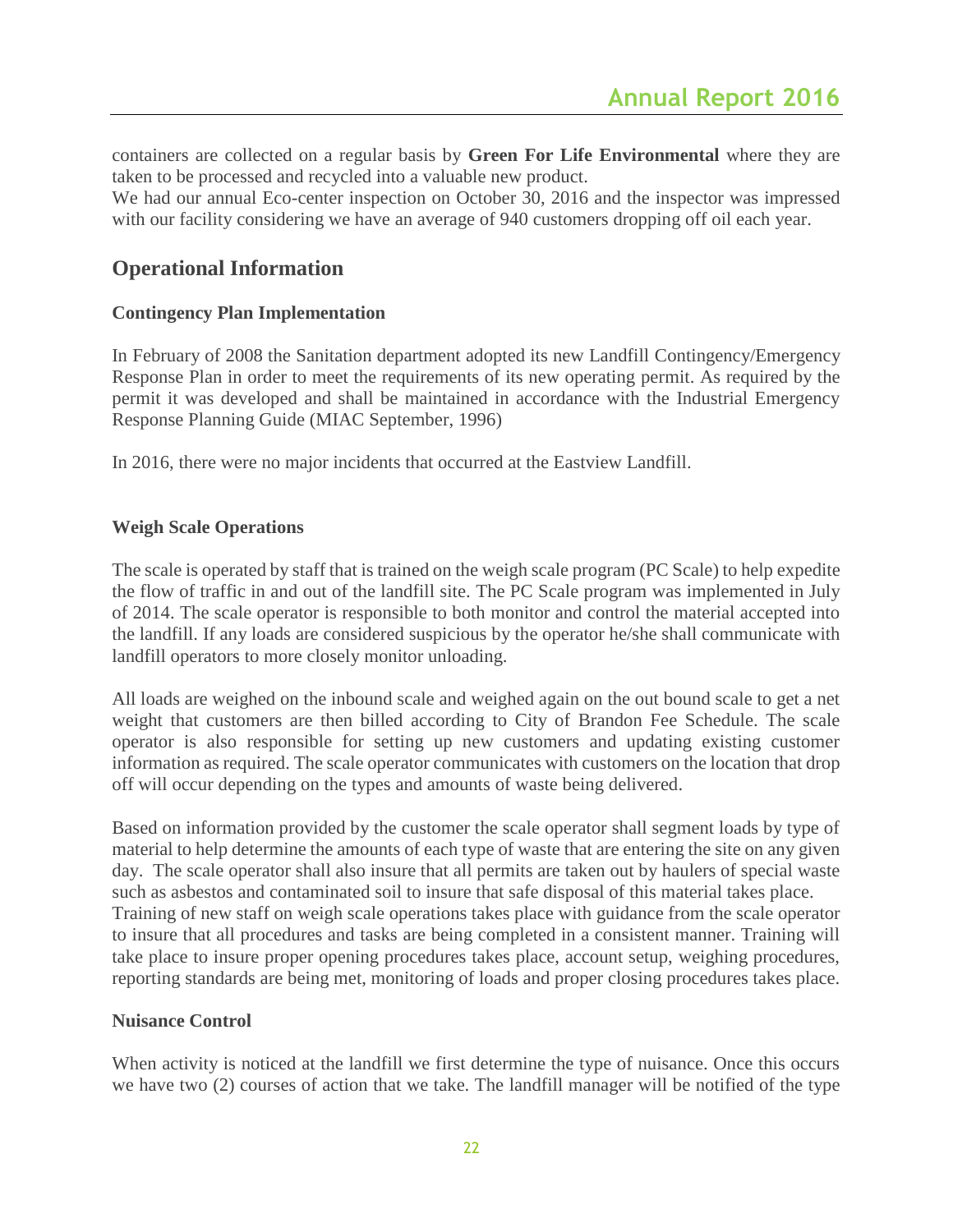containers are collected on a regular basis by **Green For Life Environmental** where they are taken to be processed and recycled into a valuable new product.
We had our annual Eco-center inspection on October 30, 2016 and the inspector was impressed with our facility considering we have an average of 940 customers dropping off oil each year.

## Operational Information

### Contingency Plan Implementation

In February of 2008 the Sanitation department adopted its new Landfill Contingency/Emergency Response Plan in order to meet the requirements of its new operating permit. As required by the permit it was developed and shall be maintained in accordance with the Industrial Emergency Response Planning Guide (MIAC September, 1996)

In 2016, there were no major incidents that occurred at the Eastview Landfill.

### Weigh Scale Operations

The scale is operated by staff that is trained on the weigh scale program (PC Scale) to help expedite the flow of traffic in and out of the landfill site. The PC Scale program was implemented in July of 2014. The scale operator is responsible to both monitor and control the material accepted into the landfill. If any loads are considered suspicious by the operator he/she shall communicate with landfill operators to more closely monitor unloading.

All loads are weighed on the inbound scale and weighed again on the out bound scale to get a net weight that customers are then billed according to City of Brandon Fee Schedule. The scale operator is also responsible for setting up new customers and updating existing customer information as required. The scale operator communicates with customers on the location that drop off will occur depending on the types and amounts of waste being delivered.

Based on information provided by the customer the scale operator shall segment loads by type of material to help determine the amounts of each type of waste that are entering the site on any given day. The scale operator shall also insure that all permits are taken out by haulers of special waste such as asbestos and contaminated soil to insure that safe disposal of this material takes place.
Training of new staff on weigh scale operations takes place with guidance from the scale operator to insure that all procedures and tasks are being completed in a consistent manner. Training will take place to insure proper opening procedures takes place, account setup, weighing procedures, reporting standards are being met, monitoring of loads and proper closing procedures takes place.

### Nuisance Control

When activity is noticed at the landfill we first determine the type of nuisance. Once this occurs we have two (2) courses of action that we take. The landfill manager will be notified of the type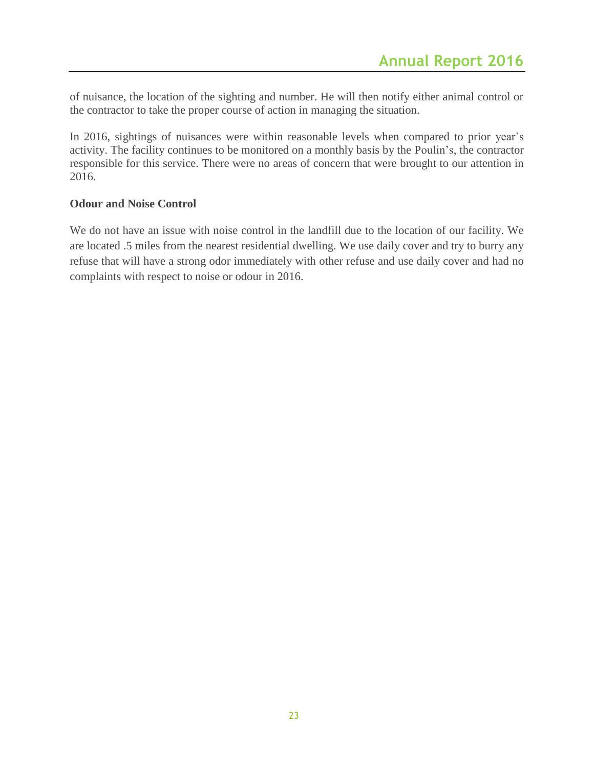of nuisance, the location of the sighting and number. He will then notify either animal control or the contractor to take the proper course of action in managing the situation.

In 2016, sightings of nuisances were within reasonable levels when compared to prior year's activity. The facility continues to be monitored on a monthly basis by the Poulin's, the contractor responsible for this service. There were no areas of concern that were brought to our attention in 2016.

**Odour and Noise Control**

We do not have an issue with noise control in the landfill due to the location of our facility. We are located .5 miles from the nearest residential dwelling. We use daily cover and try to burry any refuse that will have a strong odor immediately with other refuse and use daily cover and had no complaints with respect to noise or odour in 2016.